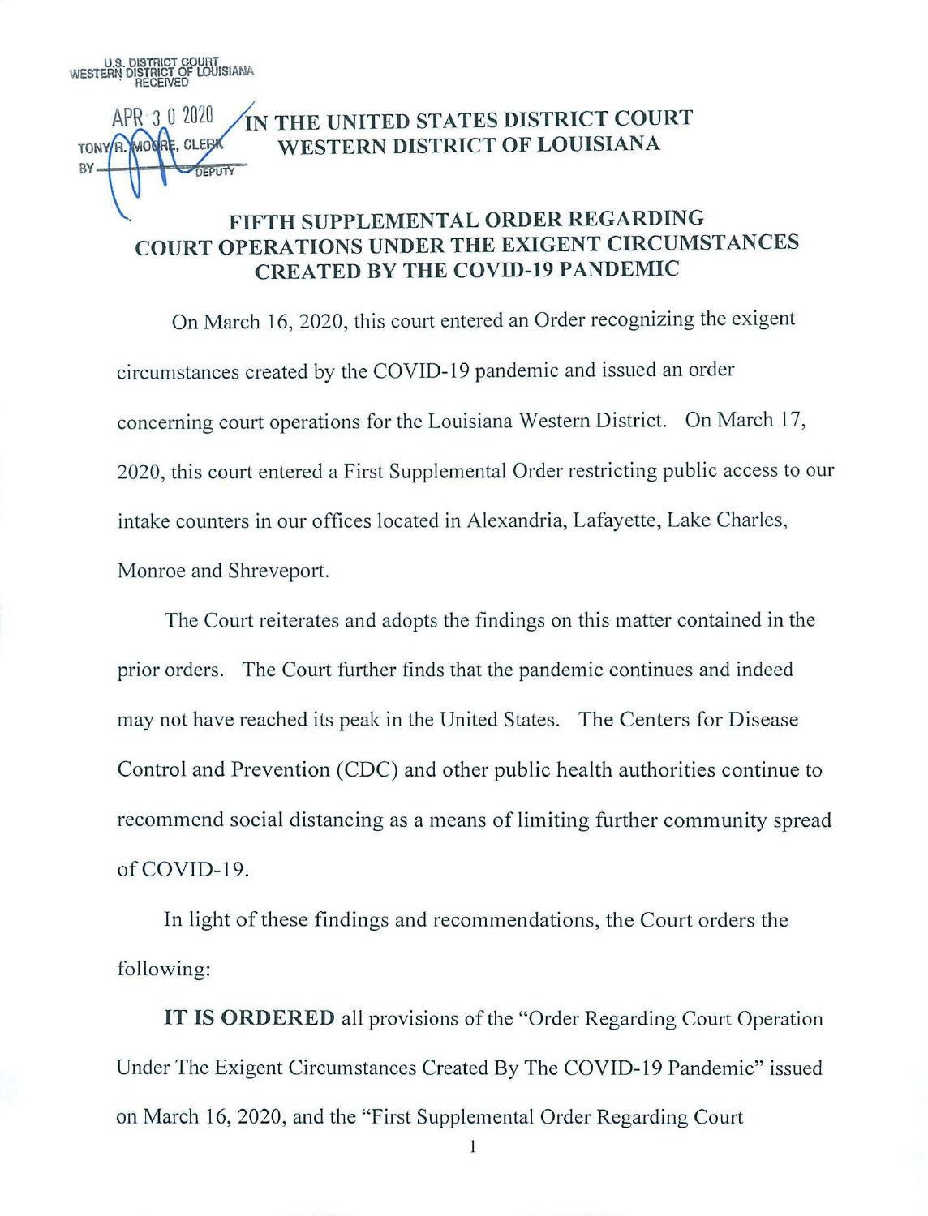U.S. DISTRICT COURT
WESTERN DISTRICT OF LOUISIANA
RECEIVED

APR 30 2020

TONY R. MOORE, CLERK
BY _______ DEPUTY

# IN THE UNITED STATES DISTRICT COURT
# WESTERN DISTRICT OF LOUISIANA

## FIFTH SUPPLEMENTAL ORDER REGARDING COURT OPERATIONS UNDER THE EXIGENT CIRCUMSTANCES CREATED BY THE COVID-19 PANDEMIC

On March 16, 2020, this court entered an Order recognizing the exigent circumstances created by the COVID-19 pandemic and issued an order concerning court operations for the Louisiana Western District. On March 17, 2020, this court entered a First Supplemental Order restricting public access to our intake counters in our offices located in Alexandria, Lafayette, Lake Charles, Monroe and Shreveport.

The Court reiterates and adopts the findings on this matter contained in the prior orders. The Court further finds that the pandemic continues and indeed may not have reached its peak in the United States. The Centers for Disease Control and Prevention (CDC) and other public health authorities continue to recommend social distancing as a means of limiting further community spread of COVID-19.

In light of these findings and recommendations, the Court orders the following:

**IT IS ORDERED** all provisions of the "Order Regarding Court Operation Under The Exigent Circumstances Created By The COVID-19 Pandemic" issued on March 16, 2020, and the "First Supplemental Order Regarding Court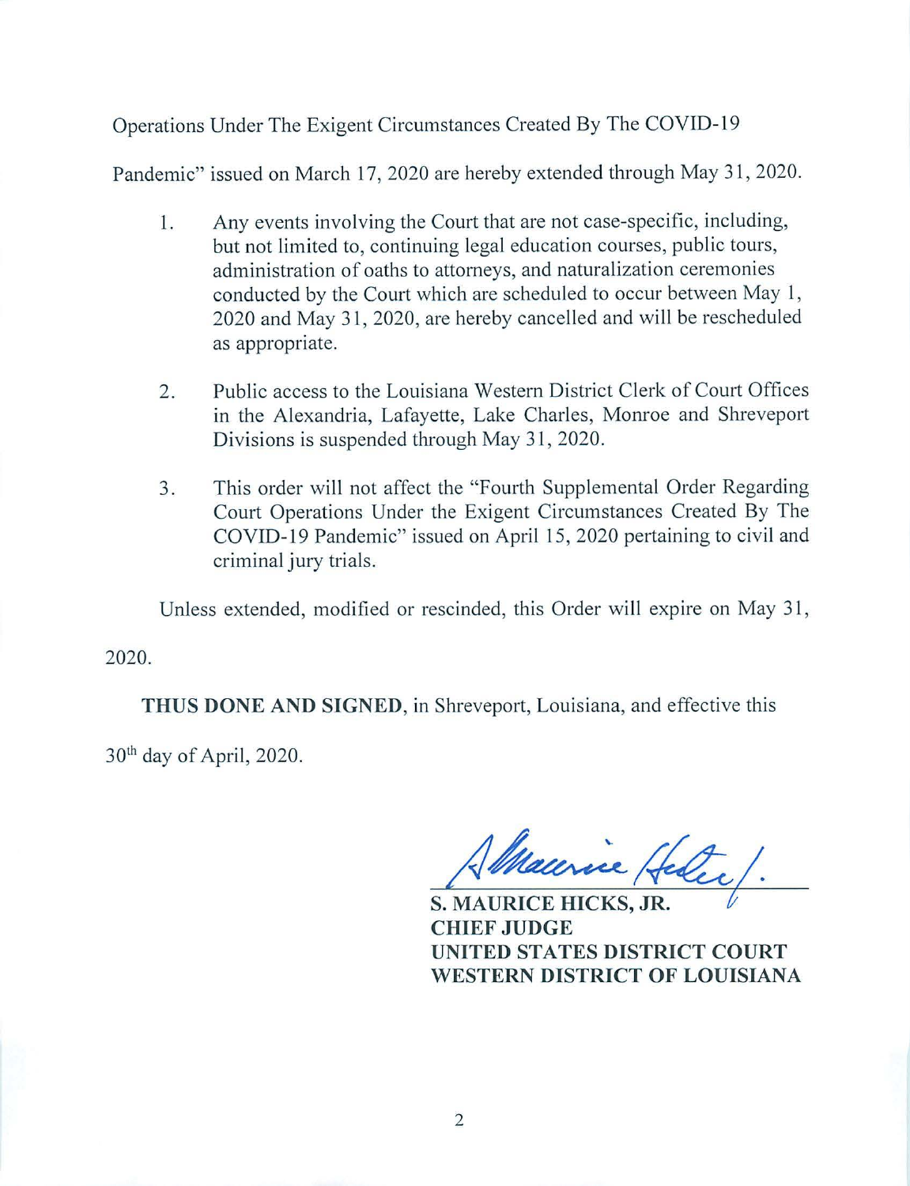Operations Under The Exigent Circumstances Created By The COVID-19 Pandemic" issued on March 17, 2020 are hereby extended through May 31, 2020.

1. Any events involving the Court that are not case-specific, including, but not limited to, continuing legal education courses, public tours, administration of oaths to attorneys, and naturalization ceremonies conducted by the Court which are scheduled to occur between May 1, 2020 and May 31, 2020, are hereby cancelled and will be rescheduled as appropriate.

2. Public access to the Louisiana Western District Clerk of Court Offices in the Alexandria, Lafayette, Lake Charles, Monroe and Shreveport Divisions is suspended through May 31, 2020.

3. This order will not affect the "Fourth Supplemental Order Regarding Court Operations Under the Exigent Circumstances Created By The COVID-19 Pandemic" issued on April 15, 2020 pertaining to civil and criminal jury trials.

Unless extended, modified or rescinded, this Order will expire on May 31, 2020.

**THUS DONE AND SIGNED**, in Shreveport, Louisiana, and effective this 30th day of April, 2020.

S. Maurice Hicks

**S. MAURICE HICKS, JR.**
**CHIEF JUDGE**
**UNITED STATES DISTRICT COURT**
**WESTERN DISTRICT OF LOUISIANA**